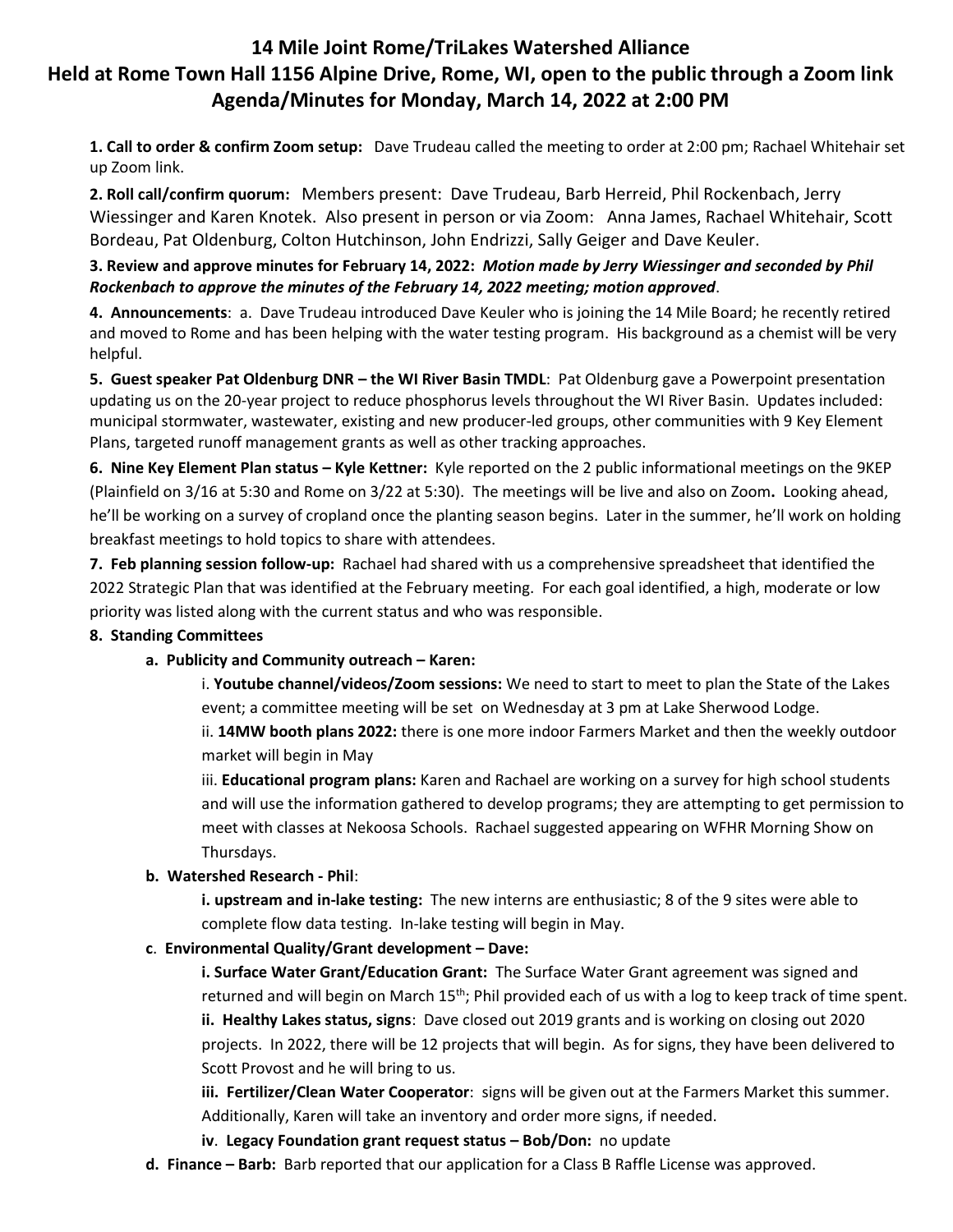# 14 Mile Joint Rome/TriLakes Watershed Alliance
## Held at Rome Town Hall 1156 Alpine Drive, Rome, WI, open to the public through a Zoom link
## Agenda/Minutes for Monday, March 14, 2022 at 2:00 PM

**1. Call to order & confirm Zoom setup:** Dave Trudeau called the meeting to order at 2:00 pm; Rachael Whitehair set up Zoom link.

**2. Roll call/confirm quorum:** Members present: Dave Trudeau, Barb Herreid, Phil Rockenbach, Jerry Wiessinger and Karen Knotek. Also present in person or via Zoom: Anna James, Rachael Whitehair, Scott Bordeau, Pat Oldenburg, Colton Hutchinson, John Endrizzi, Sally Geiger and Dave Keuler.

**3. Review and approve minutes for February 14, 2022:** ***Motion made by Jerry Wiessinger and seconded by Phil Rockenbach to approve the minutes of the February 14, 2022 meeting; motion approved***.

**4. Announcements**: a. Dave Trudeau introduced Dave Keuler who is joining the 14 Mile Board; he recently retired and moved to Rome and has been helping with the water testing program. His background as a chemist will be very helpful.

**5. Guest speaker Pat Oldenburg DNR – the WI River Basin TMDL**: Pat Oldenburg gave a Powerpoint presentation updating us on the 20-year project to reduce phosphorus levels throughout the WI River Basin. Updates included: municipal stormwater, wastewater, existing and new producer-led groups, other communities with 9 Key Element Plans, targeted runoff management grants as well as other tracking approaches.

**6. Nine Key Element Plan status – Kyle Kettner:** Kyle reported on the 2 public informational meetings on the 9KEP (Plainfield on 3/16 at 5:30 and Rome on 3/22 at 5:30). The meetings will be live and also on Zoom**.** Looking ahead, he'll be working on a survey of cropland once the planting season begins. Later in the summer, he'll work on holding breakfast meetings to hold topics to share with attendees.

**7. Feb planning session follow-up:** Rachael had shared with us a comprehensive spreadsheet that identified the 2022 Strategic Plan that was identified at the February meeting. For each goal identified, a high, moderate or low priority was listed along with the current status and who was responsible.

**8. Standing Committees**

**a. Publicity and Community outreach – Karen:**

i. **Youtube channel/videos/Zoom sessions:** We need to start to meet to plan the State of the Lakes event; a committee meeting will be set on Wednesday at 3 pm at Lake Sherwood Lodge.

ii. **14MW booth plans 2022:** there is one more indoor Farmers Market and then the weekly outdoor market will begin in May

iii. **Educational program plans:** Karen and Rachael are working on a survey for high school students and will use the information gathered to develop programs; they are attempting to get permission to meet with classes at Nekoosa Schools. Rachael suggested appearing on WFHR Morning Show on Thursdays.

**b. Watershed Research - Phil**:

**i. upstream and in-lake testing:** The new interns are enthusiastic; 8 of the 9 sites were able to complete flow data testing. In-lake testing will begin in May.

**c. Environmental Quality/Grant development – Dave:**

**i. Surface Water Grant/Education Grant:** The Surface Water Grant agreement was signed and returned and will begin on March 15th; Phil provided each of us with a log to keep track of time spent.

**ii. Healthy Lakes status, signs**: Dave closed out 2019 grants and is working on closing out 2020 projects. In 2022, there will be 12 projects that will begin. As for signs, they have been delivered to Scott Provost and he will bring to us.

**iii. Fertilizer/Clean Water Cooperator**: signs will be given out at the Farmers Market this summer. Additionally, Karen will take an inventory and order more signs, if needed.

**iv**. **Legacy Foundation grant request status – Bob/Don:** no update

**d. Finance – Barb:** Barb reported that our application for a Class B Raffle License was approved.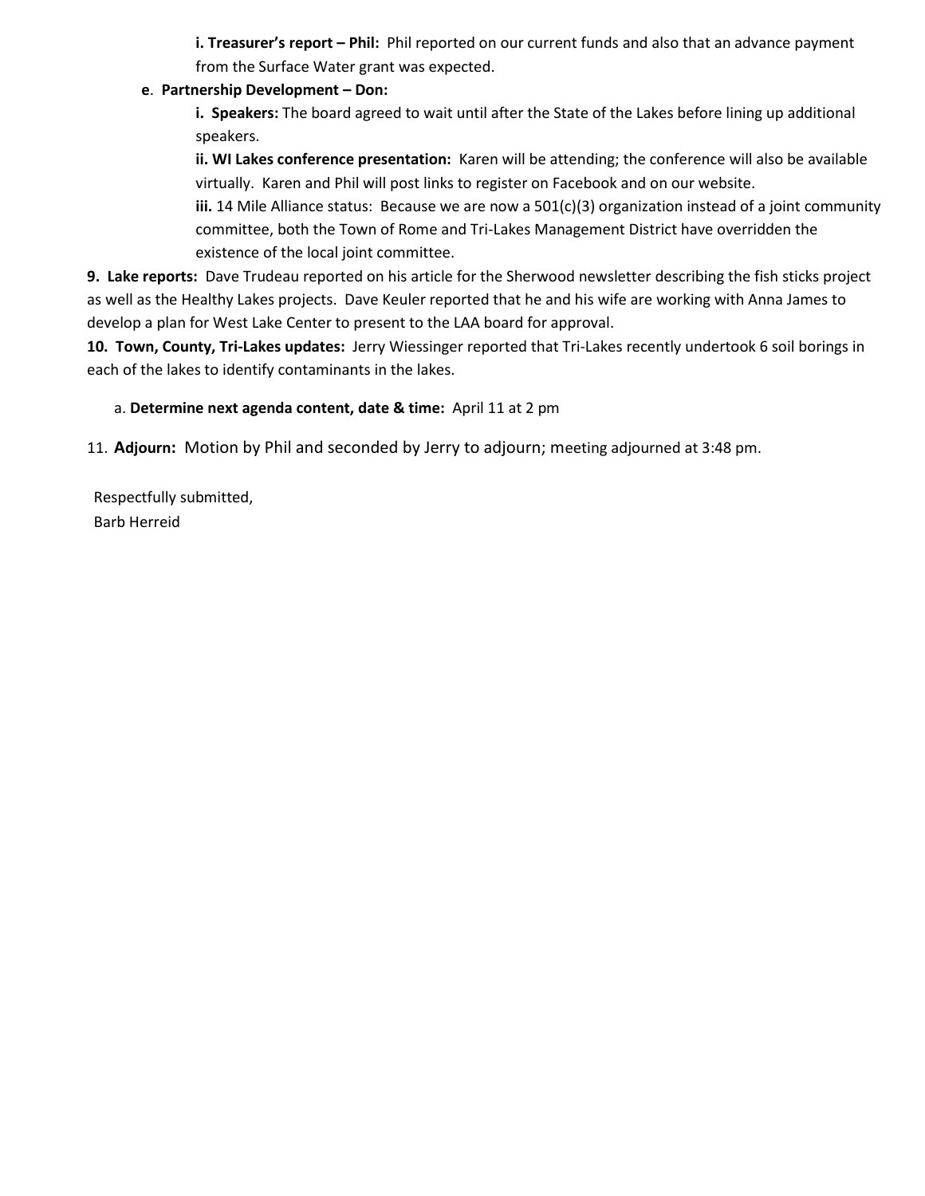**i. Treasurer's report – Phil:** Phil reported on our current funds and also that an advance payment from the Surface Water grant was expected.

**e. Partnership Development – Don:**

**i. Speakers:** The board agreed to wait until after the State of the Lakes before lining up additional speakers.

**ii. WI Lakes conference presentation:** Karen will be attending; the conference will also be available virtually. Karen and Phil will post links to register on Facebook and on our website.

**iii.** 14 Mile Alliance status: Because we are now a 501(c)(3) organization instead of a joint community committee, both the Town of Rome and Tri-Lakes Management District have overridden the existence of the local joint committee.

**9. Lake reports:** Dave Trudeau reported on his article for the Sherwood newsletter describing the fish sticks project as well as the Healthy Lakes projects. Dave Keuler reported that he and his wife are working with Anna James to develop a plan for West Lake Center to present to the LAA board for approval.

**10. Town, County, Tri-Lakes updates:** Jerry Wiessinger reported that Tri-Lakes recently undertook 6 soil borings in each of the lakes to identify contaminants in the lakes.

a. **Determine next agenda content, date & time:** April 11 at 2 pm

11. **Adjourn:** Motion by Phil and seconded by Jerry to adjourn; meeting adjourned at 3:48 pm.

Respectfully submitted,
Barb Herreid